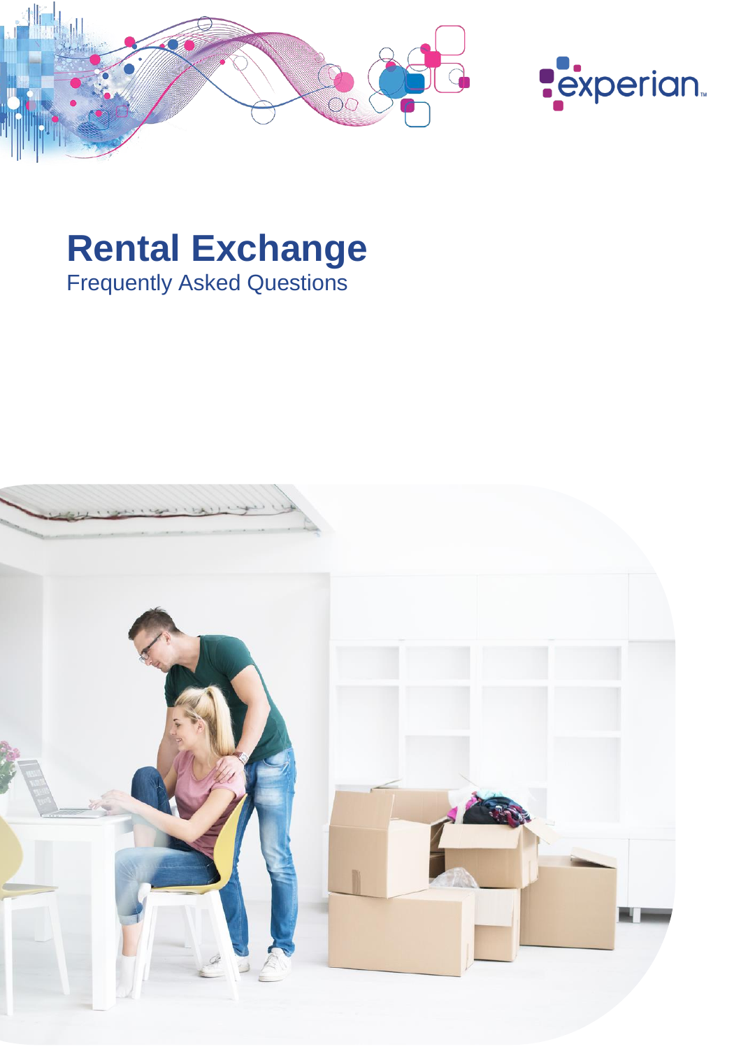# Rental Exchange

Frequently Asked Questions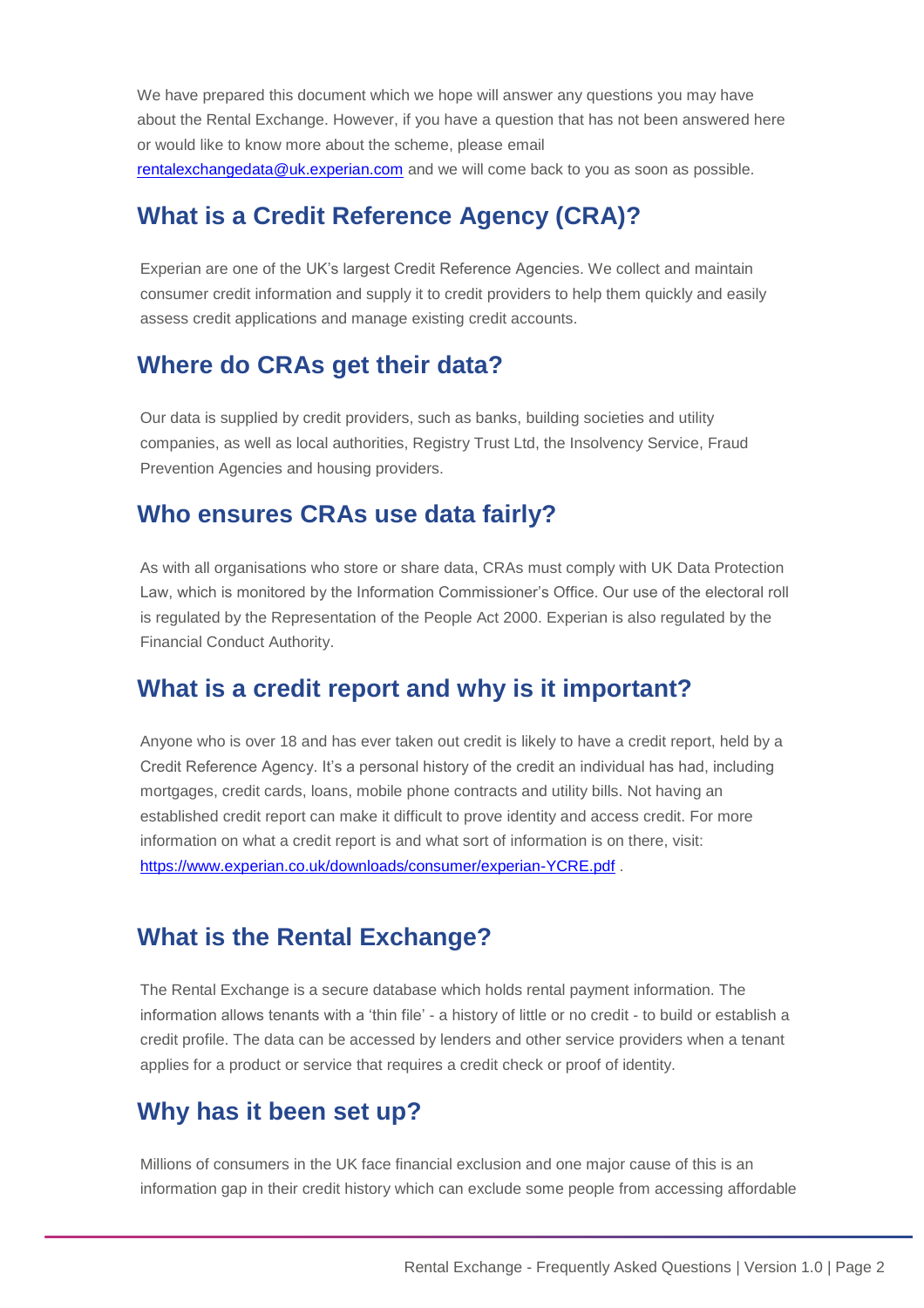We have prepared this document which we hope will answer any questions you may have about the Rental Exchange. However, if you have a question that has not been answered here or would like to know more about the scheme, please email rentalexchangedata@uk.experian.com and we will come back to you as soon as possible.

## What is a Credit Reference Agency (CRA)?

Experian are one of the UK's largest Credit Reference Agencies. We collect and maintain consumer credit information and supply it to credit providers to help them quickly and easily assess credit applications and manage existing credit accounts.

## Where do CRAs get their data?

Our data is supplied by credit providers, such as banks, building societies and utility companies, as well as local authorities, Registry Trust Ltd, the Insolvency Service, Fraud Prevention Agencies and housing providers.

## Who ensures CRAs use data fairly?

As with all organisations who store or share data, CRAs must comply with UK Data Protection Law, which is monitored by the Information Commissioner's Office. Our use of the electoral roll is regulated by the Representation of the People Act 2000. Experian is also regulated by the Financial Conduct Authority.

## What is a credit report and why is it important?

Anyone who is over 18 and has ever taken out credit is likely to have a credit report, held by a Credit Reference Agency. It's a personal history of the credit an individual has had, including mortgages, credit cards, loans, mobile phone contracts and utility bills. Not having an established credit report can make it difficult to prove identity and access credit. For more information on what a credit report is and what sort of information is on there, visit: https://www.experian.co.uk/downloads/consumer/experian-YCRE.pdf .

## What is the Rental Exchange?

The Rental Exchange is a secure database which holds rental payment information. The information allows tenants with a 'thin file' - a history of little or no credit - to build or establish a credit profile. The data can be accessed by lenders and other service providers when a tenant applies for a product or service that requires a credit check or proof of identity.

## Why has it been set up?

Millions of consumers in the UK face financial exclusion and one major cause of this is an information gap in their credit history which can exclude some people from accessing affordable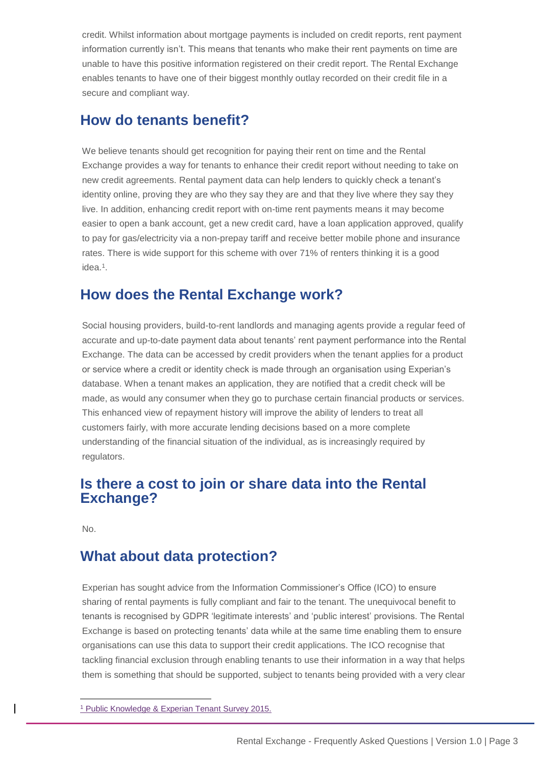credit. Whilst information about mortgage payments is included on credit reports, rent payment information currently isn't. This means that tenants who make their rent payments on time are unable to have this positive information registered on their credit report. The Rental Exchange enables tenants to have one of their biggest monthly outlay recorded on their credit file in a secure and compliant way.

## How do tenants benefit?

We believe tenants should get recognition for paying their rent on time and the Rental Exchange provides a way for tenants to enhance their credit report without needing to take on new credit agreements. Rental payment data can help lenders to quickly check a tenant's identity online, proving they are who they say they are and that they live where they say they live. In addition, enhancing credit report with on-time rent payments means it may become easier to open a bank account, get a new credit card, have a loan application approved, qualify to pay for gas/electricity via a non-prepay tariff and receive better mobile phone and insurance rates. There is wide support for this scheme with over 71% of renters thinking it is a good idea.[1].

## How does the Rental Exchange work?

Social housing providers, build-to-rent landlords and managing agents provide a regular feed of accurate and up-to-date payment data about tenants' rent payment performance into the Rental Exchange. The data can be accessed by credit providers when the tenant applies for a product or service where a credit or identity check is made through an organisation using Experian's database. When a tenant makes an application, they are notified that a credit check will be made, as would any consumer when they go to purchase certain financial products or services. This enhanced view of repayment history will improve the ability of lenders to treat all customers fairly, with more accurate lending decisions based on a more complete understanding of the financial situation of the individual, as is increasingly required by regulators.

## Is there a cost to join or share data into the Rental Exchange?

No.

## What about data protection?

Experian has sought advice from the Information Commissioner's Office (ICO) to ensure sharing of rental payments is fully compliant and fair to the tenant. The unequivocal benefit to tenants is recognised by GDPR 'legitimate interests' and 'public interest' provisions. The Rental Exchange is based on protecting tenants' data while at the same time enabling them to ensure organisations can use this data to support their credit applications. The ICO recognise that tackling financial exclusion through enabling tenants to use their information in a way that helps them is something that should be supported, subject to tenants being provided with a very clear

[1] Public Knowledge & Experian Tenant Survey 2015.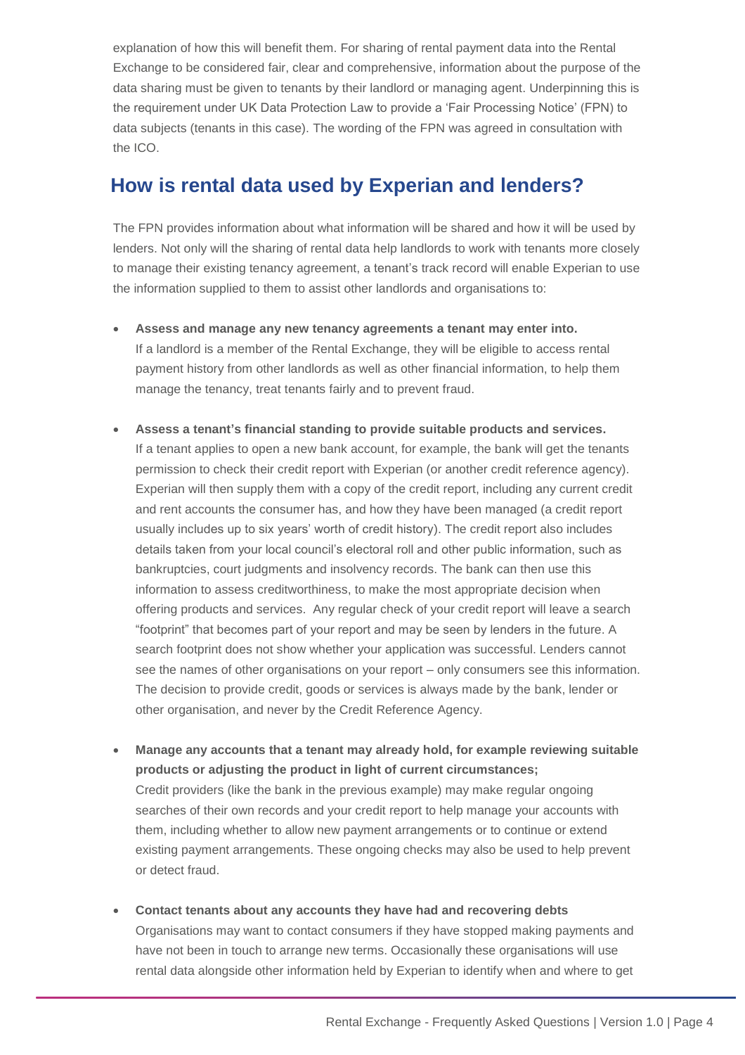explanation of how this will benefit them. For sharing of rental payment data into the Rental Exchange to be considered fair, clear and comprehensive, information about the purpose of the data sharing must be given to tenants by their landlord or managing agent. Underpinning this is the requirement under UK Data Protection Law to provide a 'Fair Processing Notice' (FPN) to data subjects (tenants in this case). The wording of the FPN was agreed in consultation with the ICO.

## How is rental data used by Experian and lenders?

The FPN provides information about what information will be shared and how it will be used by lenders. Not only will the sharing of rental data help landlords to work with tenants more closely to manage their existing tenancy agreement, a tenant's track record will enable Experian to use the information supplied to them to assist other landlords and organisations to:

- **Assess and manage any new tenancy agreements a tenant may enter into.**
  If a landlord is a member of the Rental Exchange, they will be eligible to access rental payment history from other landlords as well as other financial information, to help them manage the tenancy, treat tenants fairly and to prevent fraud.

- **Assess a tenant's financial standing to provide suitable products and services.**
  If a tenant applies to open a new bank account, for example, the bank will get the tenants permission to check their credit report with Experian (or another credit reference agency). Experian will then supply them with a copy of the credit report, including any current credit and rent accounts the consumer has, and how they have been managed (a credit report usually includes up to six years' worth of credit history). The credit report also includes details taken from your local council's electoral roll and other public information, such as bankruptcies, court judgments and insolvency records. The bank can then use this information to assess creditworthiness, to make the most appropriate decision when offering products and services. Any regular check of your credit report will leave a search "footprint" that becomes part of your report and may be seen by lenders in the future. A search footprint does not show whether your application was successful. Lenders cannot see the names of other organisations on your report – only consumers see this information. The decision to provide credit, goods or services is always made by the bank, lender or other organisation, and never by the Credit Reference Agency.

- **Manage any accounts that a tenant may already hold, for example reviewing suitable products or adjusting the product in light of current circumstances;**
  Credit providers (like the bank in the previous example) may make regular ongoing searches of their own records and your credit report to help manage your accounts with them, including whether to allow new payment arrangements or to continue or extend existing payment arrangements. These ongoing checks may also be used to help prevent or detect fraud.

- **Contact tenants about any accounts they have had and recovering debts**
  Organisations may want to contact consumers if they have stopped making payments and have not been in touch to arrange new terms. Occasionally these organisations will use rental data alongside other information held by Experian to identify when and where to get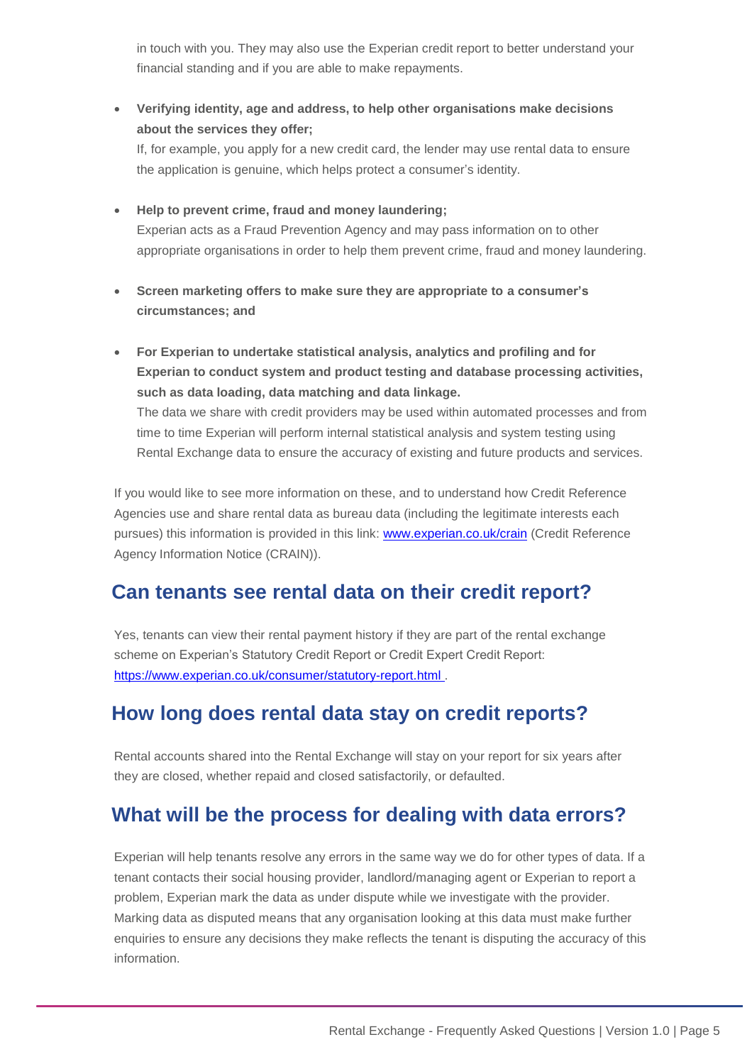in touch with you. They may also use the Experian credit report to better understand your financial standing and if you are able to make repayments.

- **Verifying identity, age and address, to help other organisations make decisions about the services they offer;**
  If, for example, you apply for a new credit card, the lender may use rental data to ensure the application is genuine, which helps protect a consumer's identity.

- **Help to prevent crime, fraud and money laundering;**
  Experian acts as a Fraud Prevention Agency and may pass information on to other appropriate organisations in order to help them prevent crime, fraud and money laundering.

- **Screen marketing offers to make sure they are appropriate to a consumer's circumstances; and**

- **For Experian to undertake statistical analysis, analytics and profiling and for Experian to conduct system and product testing and database processing activities, such as data loading, data matching and data linkage.**
  The data we share with credit providers may be used within automated processes and from time to time Experian will perform internal statistical analysis and system testing using Rental Exchange data to ensure the accuracy of existing and future products and services.

If you would like to see more information on these, and to understand how Credit Reference Agencies use and share rental data as bureau data (including the legitimate interests each pursues) this information is provided in this link: www.experian.co.uk/crain (Credit Reference Agency Information Notice (CRAIN)).

## Can tenants see rental data on their credit report?

Yes, tenants can view their rental payment history if they are part of the rental exchange scheme on Experian's Statutory Credit Report or Credit Expert Credit Report: https://www.experian.co.uk/consumer/statutory-report.html .

## How long does rental data stay on credit reports?

Rental accounts shared into the Rental Exchange will stay on your report for six years after they are closed, whether repaid and closed satisfactorily, or defaulted.

## What will be the process for dealing with data errors?

Experian will help tenants resolve any errors in the same way we do for other types of data. If a tenant contacts their social housing provider, landlord/managing agent or Experian to report a problem, Experian mark the data as under dispute while we investigate with the provider. Marking data as disputed means that any organisation looking at this data must make further enquiries to ensure any decisions they make reflects the tenant is disputing the accuracy of this information.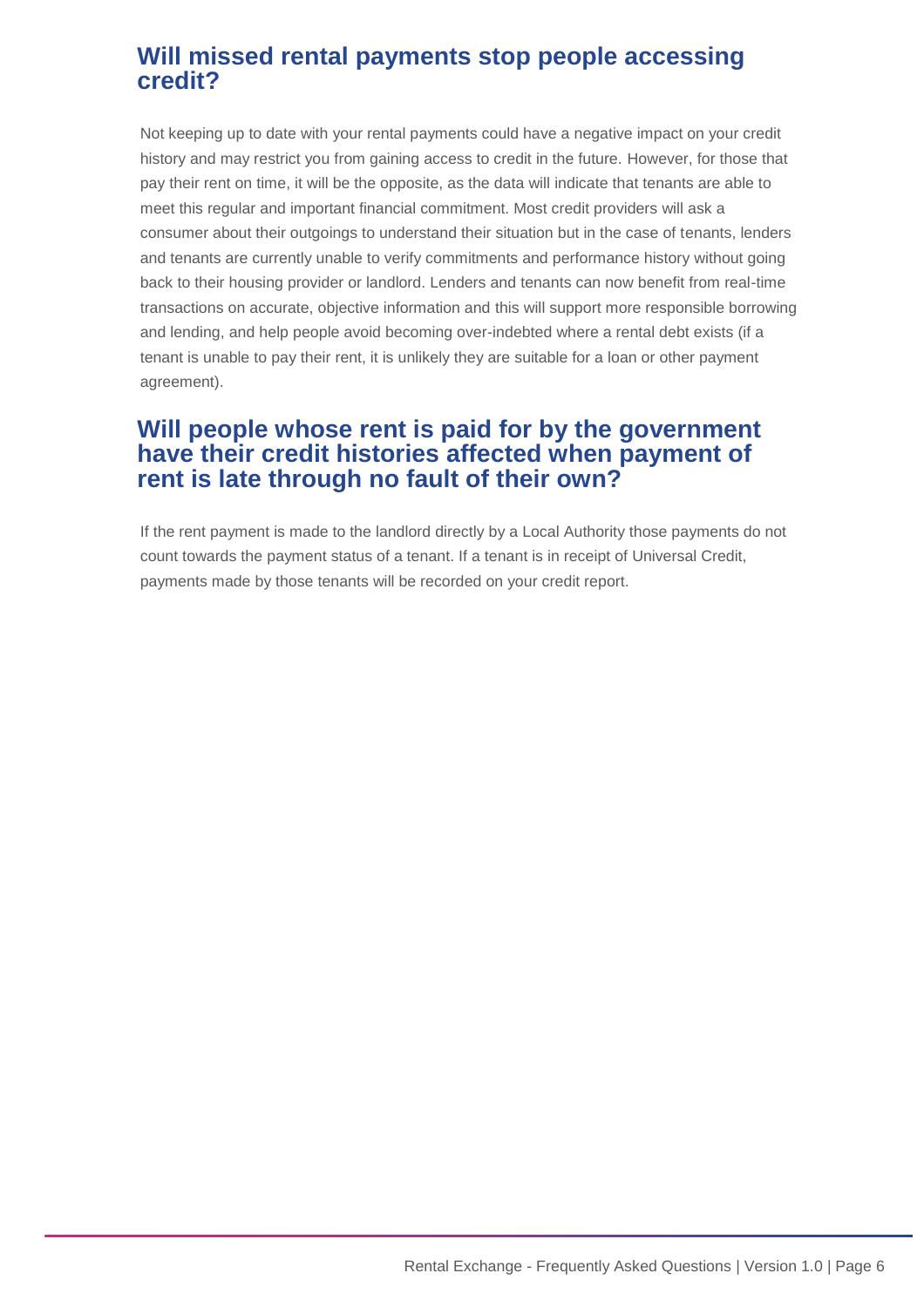## Will missed rental payments stop people accessing credit?

Not keeping up to date with your rental payments could have a negative impact on your credit history and may restrict you from gaining access to credit in the future. However, for those that pay their rent on time, it will be the opposite, as the data will indicate that tenants are able to meet this regular and important financial commitment. Most credit providers will ask a consumer about their outgoings to understand their situation but in the case of tenants, lenders and tenants are currently unable to verify commitments and performance history without going back to their housing provider or landlord. Lenders and tenants can now benefit from real-time transactions on accurate, objective information and this will support more responsible borrowing and lending, and help people avoid becoming over-indebted where a rental debt exists (if a tenant is unable to pay their rent, it is unlikely they are suitable for a loan or other payment agreement).

## Will people whose rent is paid for by the government have their credit histories affected when payment of rent is late through no fault of their own?

If the rent payment is made to the landlord directly by a Local Authority those payments do not count towards the payment status of a tenant. If a tenant is in receipt of Universal Credit, payments made by those tenants will be recorded on your credit report.